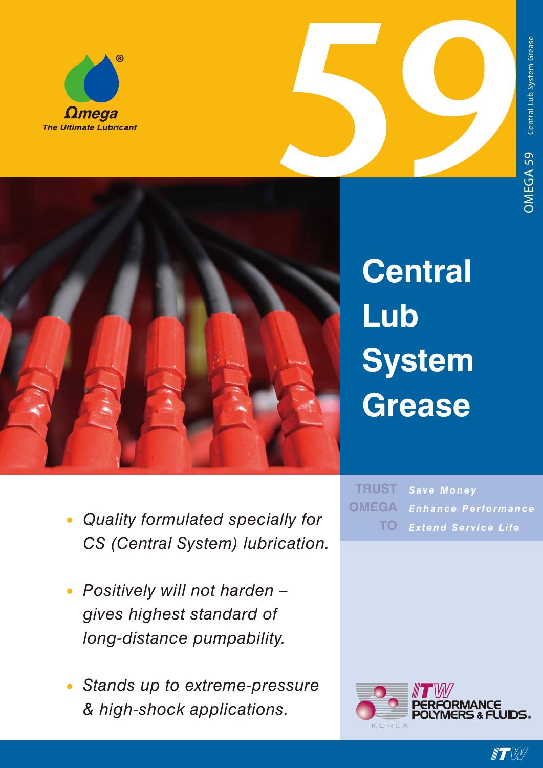Ωmega®

The Ultimate Lubricant

59

OMEGA 59 Central Lub System Grease

# Central Lub System Grease

- *Quality formulated specially for CS (Central System) lubrication.*
- *Positively will not harden – gives highest standard of long-distance pumpability.*
- *Stands up to extreme-pressure & high-shock applications.*

TRUST OMEGA TO

***Save Money***

***Enhance Performance***

***Extend Service Life***

ITW PERFORMANCE POLYMERS & FLUIDS®

KOREA

ITW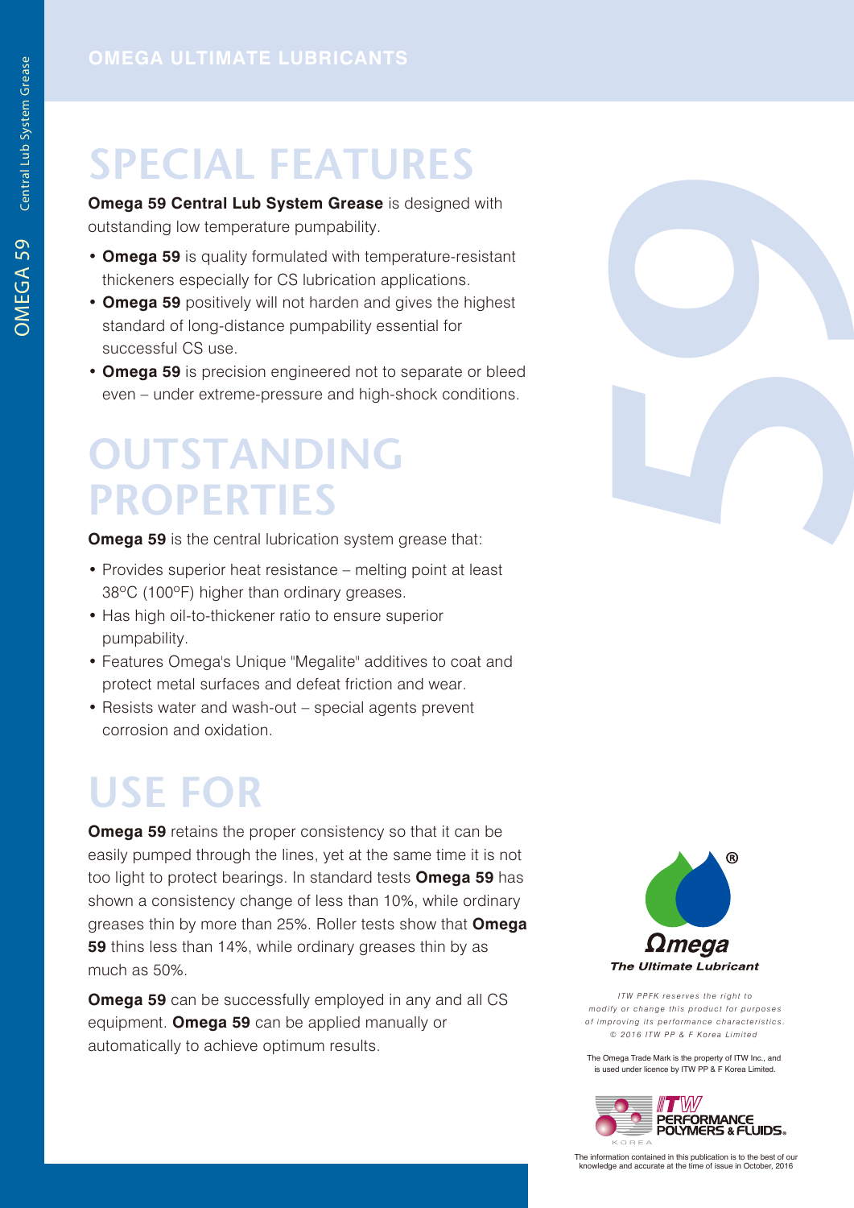# SPECIAL FEATURES

**Omega 59 Central Lub System Grease** is designed with outstanding low temperature pumpability.

- **Omega 59** is quality formulated with temperature-resistant thickeners especially for CS lubrication applications.
- **Omega 59** positively will not harden and gives the highest standard of long-distance pumpability essential for successful CS use.
- **Omega 59** is precision engineered not to separate or bleed even – under extreme-pressure and high-shock conditions.

# OUTSTANDING PROPERTIES

**Omega 59** is the central lubrication system grease that:

- Provides superior heat resistance – melting point at least 38°C (100°F) higher than ordinary greases.
- Has high oil-to-thickener ratio to ensure superior pumpability.
- Features Omega's Unique "Megalite" additives to coat and protect metal surfaces and defeat friction and wear.
- Resists water and wash-out – special agents prevent corrosion and oxidation.

# USE FOR

**Omega 59** retains the proper consistency so that it can be easily pumped through the lines, yet at the same time it is not too light to protect bearings. In standard tests **Omega 59** has shown a consistency change of less than 10%, while ordinary greases thin by more than 25%. Roller tests show that **Omega 59** thins less than 14%, while ordinary greases thin by as much as 50%.

**Omega 59** can be successfully employed in any and all CS equipment. **Omega 59** can be applied manually or automatically to achieve optimum results.

Ωmega
**The Ultimate Lubricant**

*ITW PPFK reserves the right to modify or change this product for purposes of improving its performance characteristics. © 2016 ITW PP & F Korea Limited*

The Omega Trade Mark is the property of ITW Inc., and is used under licence by ITW PP & F Korea Limited.

ITW PERFORMANCE POLYMERS & FLUIDS KOREA

The information contained in this publication is to the best of our knowledge and accurate at the time of issue in October, 2016